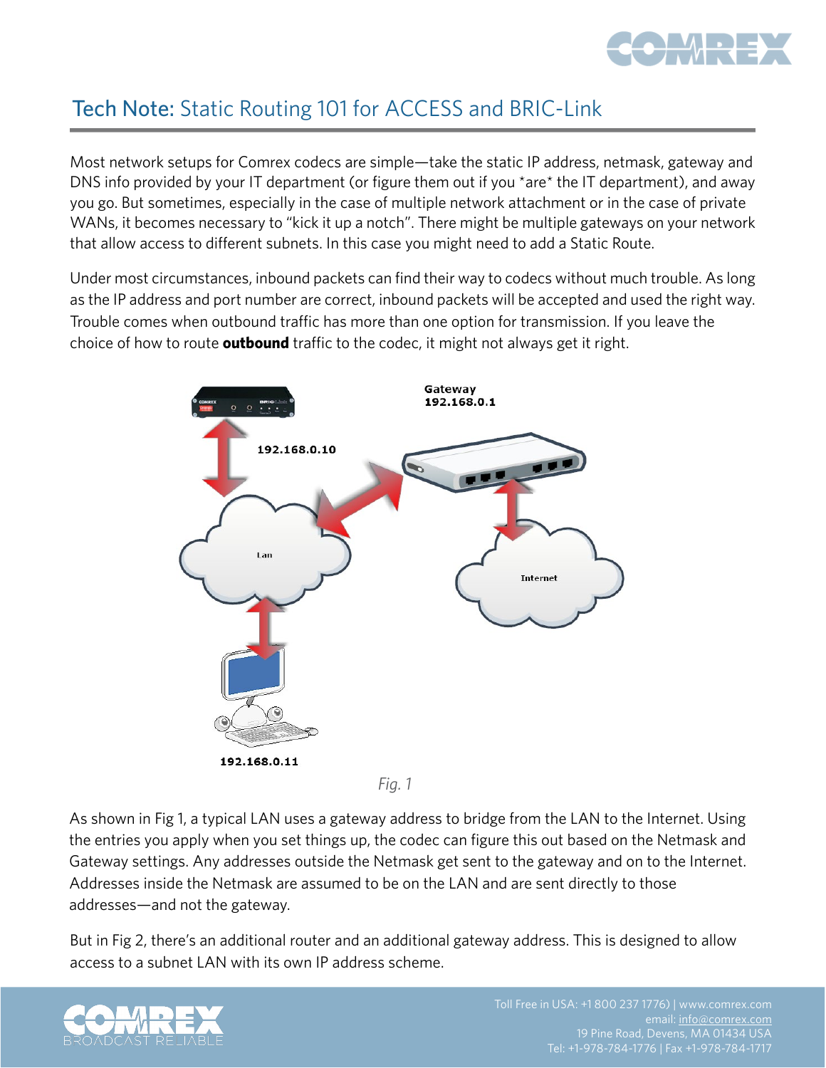# Tech Note: Static Routing 101 for ACCESS and BRIC-Link

Most network setups for Comrex codecs are simple—take the static IP address, netmask, gateway and DNS info provided by your IT department (or figure them out if you *are* the IT department), and away you go. But sometimes, especially in the case of multiple network attachment or in the case of private WANs, it becomes necessary to "kick it up a notch". There might be multiple gateways on your network that allow access to different subnets. In this case you might need to add a Static Route.

Under most circumstances, inbound packets can find their way to codecs without much trouble. As long as the IP address and port number are correct, inbound packets will be accepted and used the right way. Trouble comes when outbound traffic has more than one option for transmission. If you leave the choice of how to route **outbound** traffic to the codec, it might not always get it right.

*Fig. 1*

As shown in Fig 1, a typical LAN uses a gateway address to bridge from the LAN to the Internet. Using the entries you apply when you set things up, the codec can figure this out based on the Netmask and Gateway settings. Any addresses outside the Netmask get sent to the gateway and on to the Internet. Addresses inside the Netmask are assumed to be on the LAN and are sent directly to those addresses—and not the gateway.

But in Fig 2, there's an additional router and an additional gateway address. This is designed to allow access to a subnet LAN with its own IP address scheme.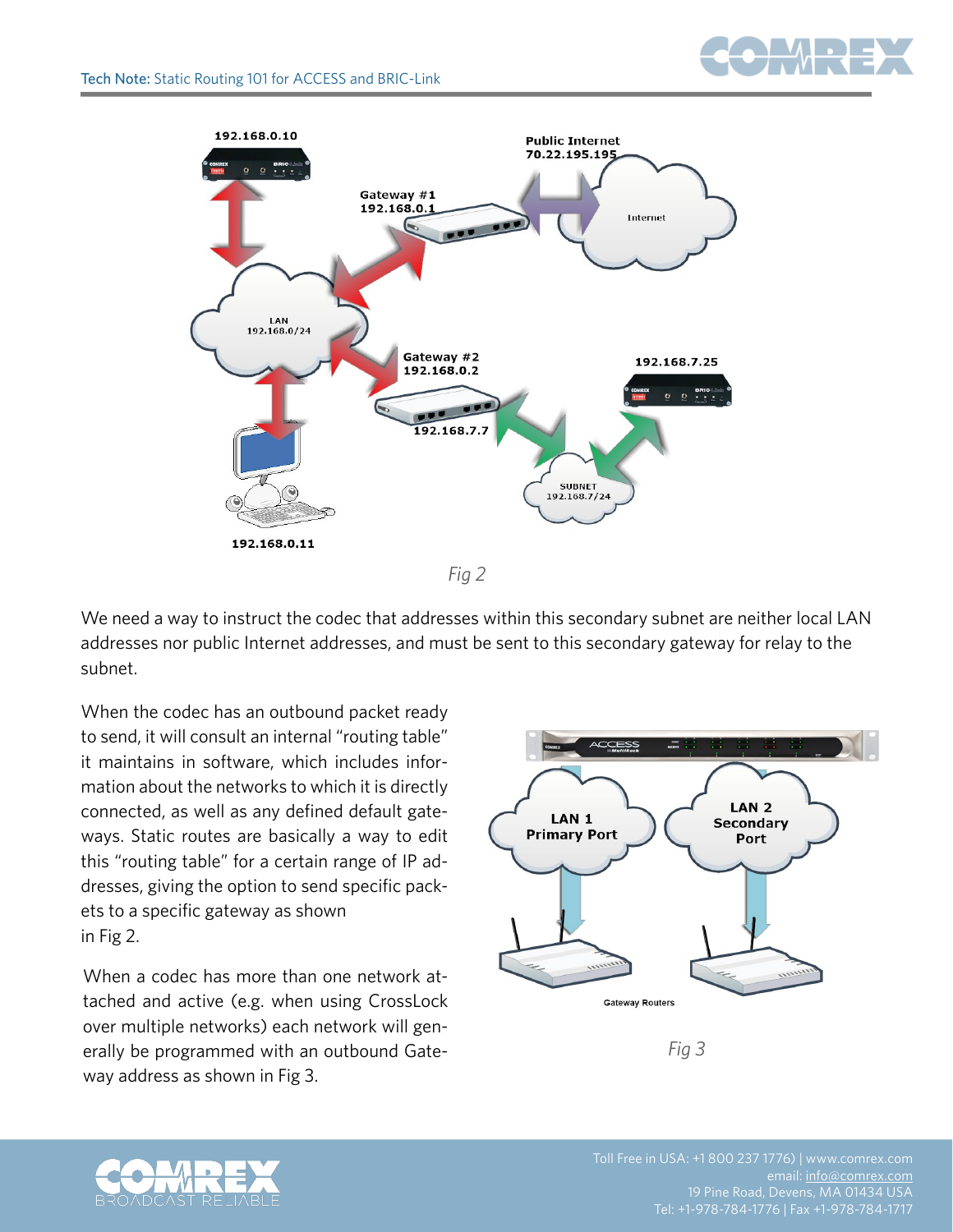Fig 2

We need a way to instruct the codec that addresses within this secondary subnet are neither local LAN addresses nor public Internet addresses, and must be sent to this secondary gateway for relay to the subnet.

When the codec has an outbound packet ready to send, it will consult an internal "routing table" it maintains in software, which includes information about the networks to which it is directly connected, as well as any defined default gateways. Static routes are basically a way to edit this "routing table" for a certain range of IP addresses, giving the option to send specific packets to a specific gateway as shown in Fig 2.

When a codec has more than one network attached and active (e.g. when using CrossLock over multiple networks) each network will generally be programmed with an outbound Gateway address as shown in Fig 3.

Fig 3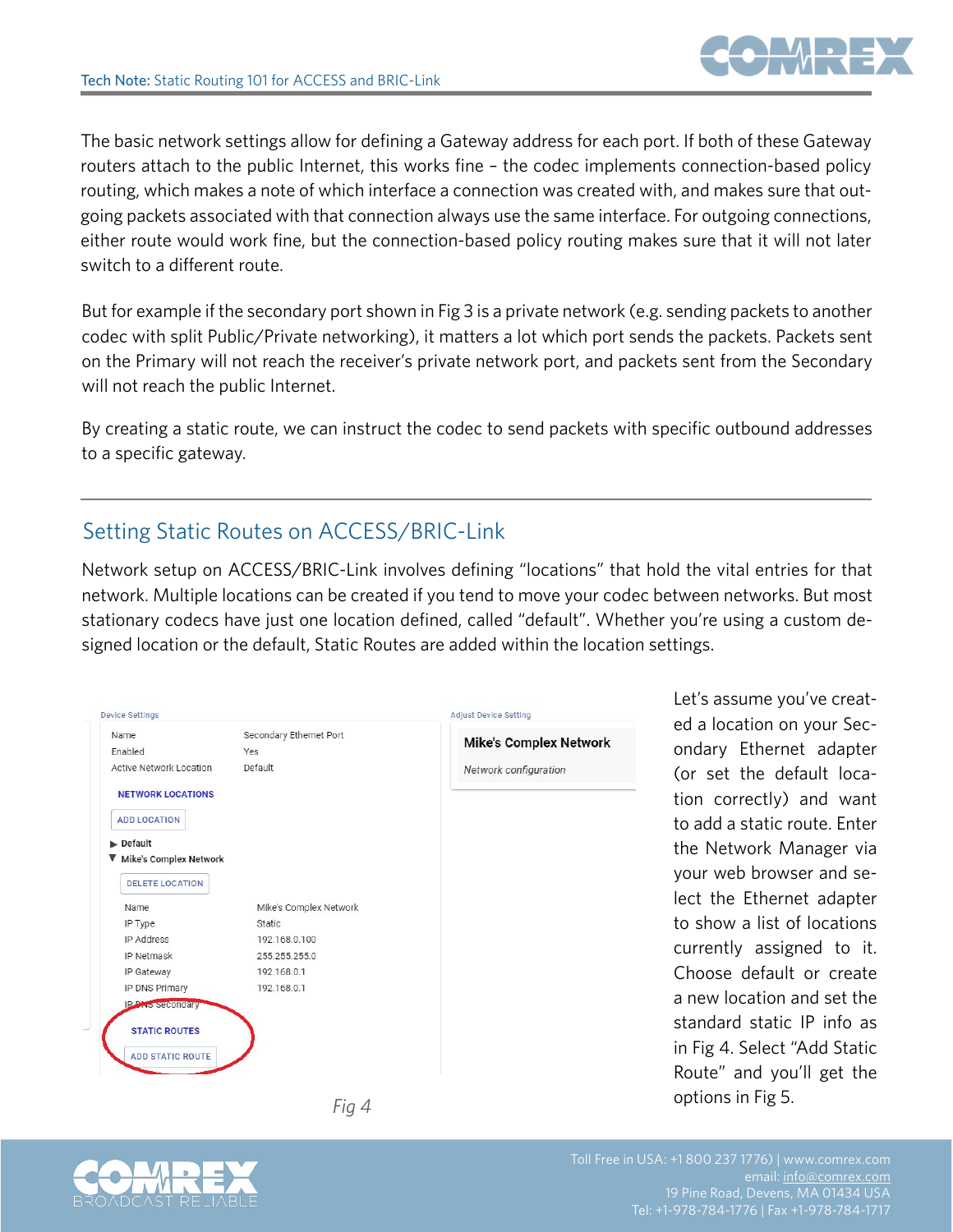The basic network settings allow for defining a Gateway address for each port. If both of these Gateway routers attach to the public Internet, this works fine – the codec implements connection-based policy routing, which makes a note of which interface a connection was created with, and makes sure that outgoing packets associated with that connection always use the same interface. For outgoing connections, either route would work fine, but the connection-based policy routing makes sure that it will not later switch to a different route.

But for example if the secondary port shown in Fig 3 is a private network (e.g. sending packets to another codec with split Public/Private networking), it matters a lot which port sends the packets. Packets sent on the Primary will not reach the receiver's private network port, and packets sent from the Secondary will not reach the public Internet.

By creating a static route, we can instruct the codec to send packets with specific outbound addresses to a specific gateway.

## Setting Static Routes on ACCESS/BRIC-Link

Network setup on ACCESS/BRIC-Link involves defining "locations" that hold the vital entries for that network. Multiple locations can be created if you tend to move your codec between networks. But most stationary codecs have just one location defined, called "default". Whether you're using a custom designed location or the default, Static Routes are added within the location settings.

Device Settings

| | |
|---|---|
| Name | Secondary Ethernet Port |
| Enabled | Yes |
| Active Network Location | Default |

NETWORK LOCATIONS

ADD LOCATION

▶ Default

▼ Mike's Complex Network

DELETE LOCATION

| | |
|---|---|
| Name | Mike's Complex Network |
| IP Type | Static |
| IP Address | 192.168.0.100 |
| IP Netmask | 255.255.255.0 |
| IP Gateway | 192.168.0.1 |
| IP DNS Primary | 192.168.0.1 |
| IP DNS Secondary | |

STATIC ROUTES

ADD STATIC ROUTE

Adjust Device Setting

**Mike's Complex Network**

*Network configuration*

*Fig 4*

Let's assume you've created a location on your Secondary Ethernet adapter (or set the default location correctly) and want to add a static route. Enter the Network Manager via your web browser and select the Ethernet adapter to show a list of locations currently assigned to it. Choose default or create a new location and set the standard static IP info as in Fig 4. Select "Add Static Route" and you'll get the options in Fig 5.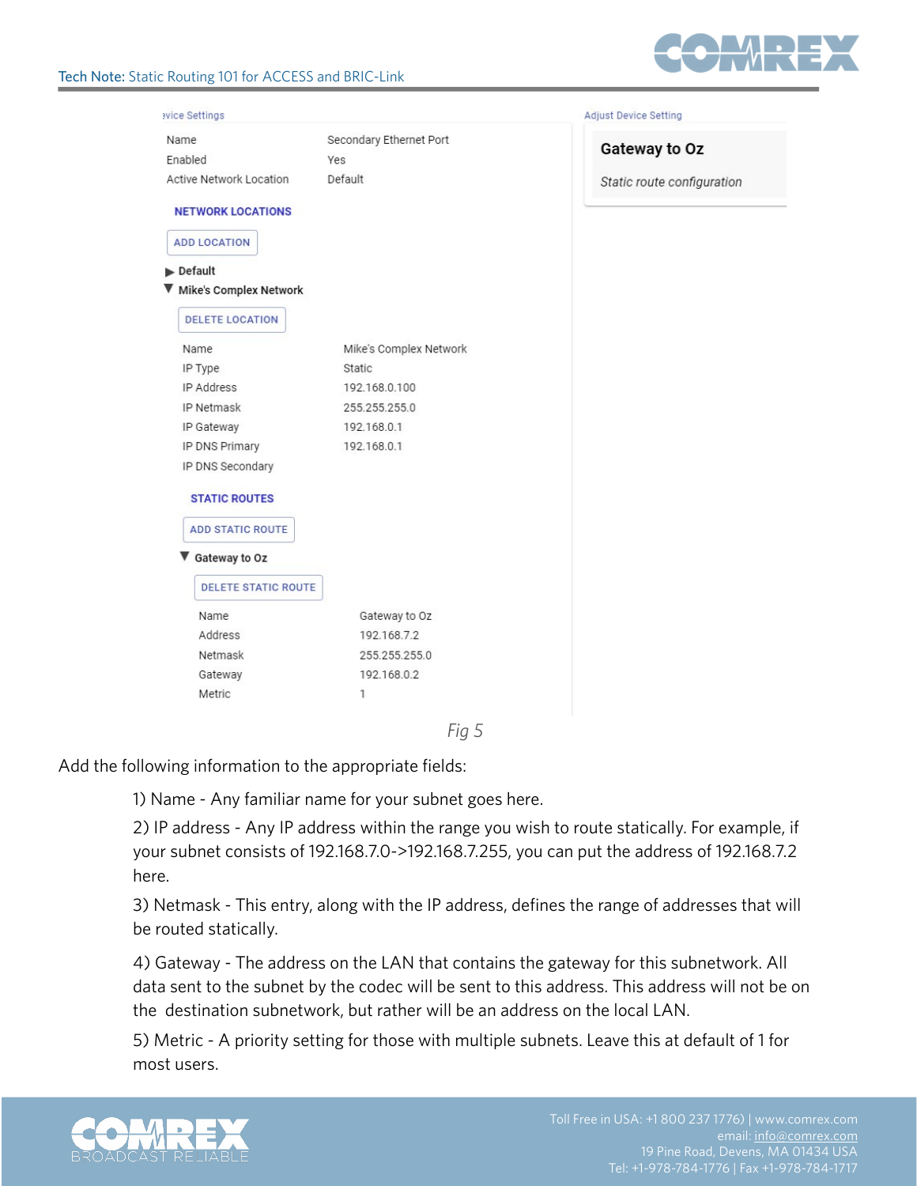| Device Settings | |
|---|---|
| Name | Secondary Ethernet Port |
| Enabled | Yes |
| Active Network Location | Default |

**NETWORK LOCATIONS**

ADD LOCATION

▶ Default

▼ Mike's Complex Network

DELETE LOCATION

| | |
|---|---|
| Name | Mike's Complex Network |
| IP Type | Static |
| IP Address | 192.168.0.100 |
| IP Netmask | 255.255.255.0 |
| IP Gateway | 192.168.0.1 |
| IP DNS Primary | 192.168.0.1 |
| IP DNS Secondary | |

**STATIC ROUTES**

ADD STATIC ROUTE

▼ Gateway to Oz

DELETE STATIC ROUTE

| | |
|---|---|
| Name | Gateway to Oz |
| Address | 192.168.7.2 |
| Netmask | 255.255.255.0 |
| Gateway | 192.168.0.2 |
| Metric | 1 |

Adjust Device Setting

**Gateway to Oz**

*Static route configuration*

*Fig 5*

Add the following information to the appropriate fields:

1) Name - Any familiar name for your subnet goes here.

2) IP address - Any IP address within the range you wish to route statically. For example, if your subnet consists of 192.168.7.0->192.168.7.255, you can put the address of 192.168.7.2 here.

3) Netmask - This entry, along with the IP address, defines the range of addresses that will be routed statically.

4) Gateway - The address on the LAN that contains the gateway for this subnetwork. All data sent to the subnet by the codec will be sent to this address. This address will not be on the destination subnetwork, but rather will be an address on the local LAN.

5) Metric - A priority setting for those with multiple subnets. Leave this at default of 1 for most users.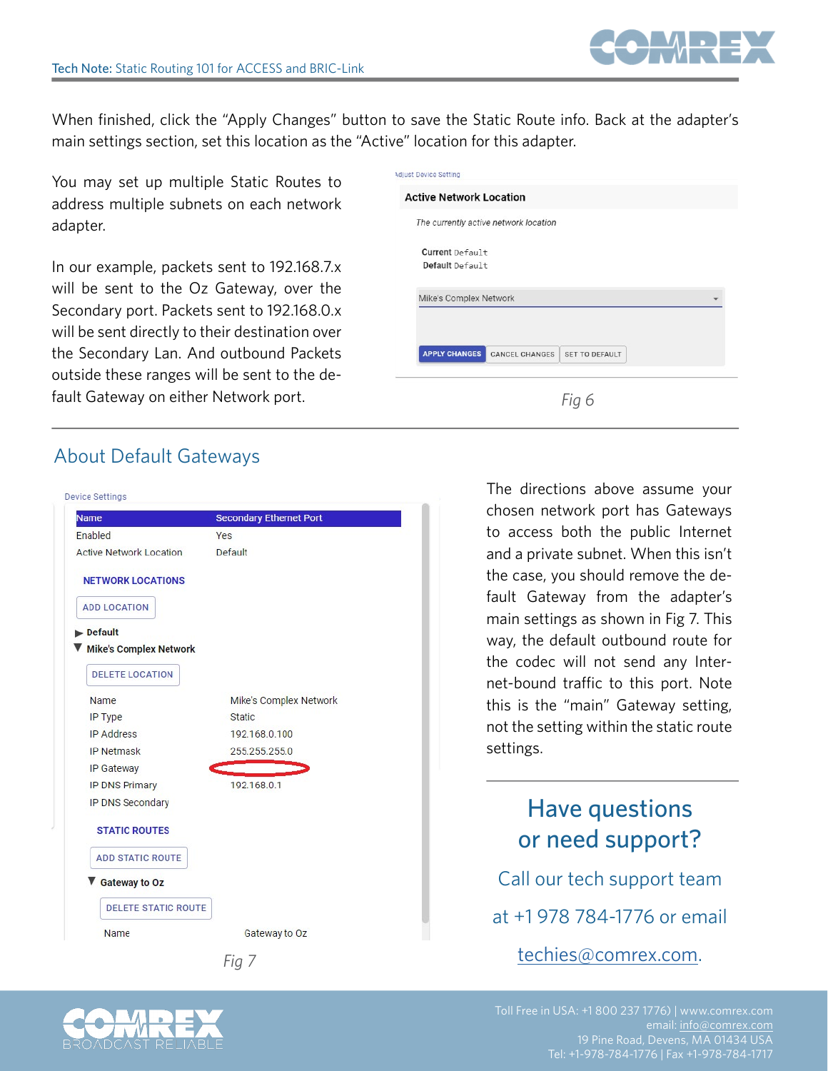When finished, click the "Apply Changes" button to save the Static Route info. Back at the adapter's main settings section, set this location as the "Active" location for this adapter.

You may set up multiple Static Routes to address multiple subnets on each network adapter.

In our example, packets sent to 192.168.7.x will be sent to the Oz Gateway, over the Secondary port. Packets sent to 192.168.0.x will be sent directly to their destination over the Secondary Lan. And outbound Packets outside these ranges will be sent to the default Gateway on either Network port.

Adjust Device Setting

**Active Network Location**

*The currently active network location*

Current Default
Default Default

Mike's Complex Network

APPLY CHANGES | CANCEL CHANGES | SET TO DEFAULT

Fig 6

## About Default Gateways

Device Settings

| Name | Secondary Ethernet Port |
|---|---|
| Enabled | Yes |
| Active Network Location | Default |

NETWORK LOCATIONS

ADD LOCATION

▶ Default
▼ Mike's Complex Network

DELETE LOCATION

| | |
|---|---|
| Name | Mike's Complex Network |
| IP Type | Static |
| IP Address | 192.168.0.100 |
| IP Netmask | 255.255.255.0 |
| IP Gateway | |
| IP DNS Primary | 192.168.0.1 |
| IP DNS Secondary | |

STATIC ROUTES

ADD STATIC ROUTE

▼ Gateway to Oz

DELETE STATIC ROUTE

Name Gateway to Oz

Fig 7

The directions above assume your chosen network port has Gateways to access both the public Internet and a private subnet. When this isn't the case, you should remove the default Gateway from the adapter's main settings as shown in Fig 7. This way, the default outbound route for the codec will not send any Internet-bound traffic to this port. Note this is the "main" Gateway setting, not the setting within the static route settings.

## Have questions or need support?

Call our tech support team at +1 978 784-1776 or email techies@comrex.com.

Toll Free in USA: +1 800 237 1776) | www.comrex.com
email: info@comrex.com
19 Pine Road, Devens, MA 01434 USA
Tel: +1-978-784-1776 | Fax +1-978-784-1717